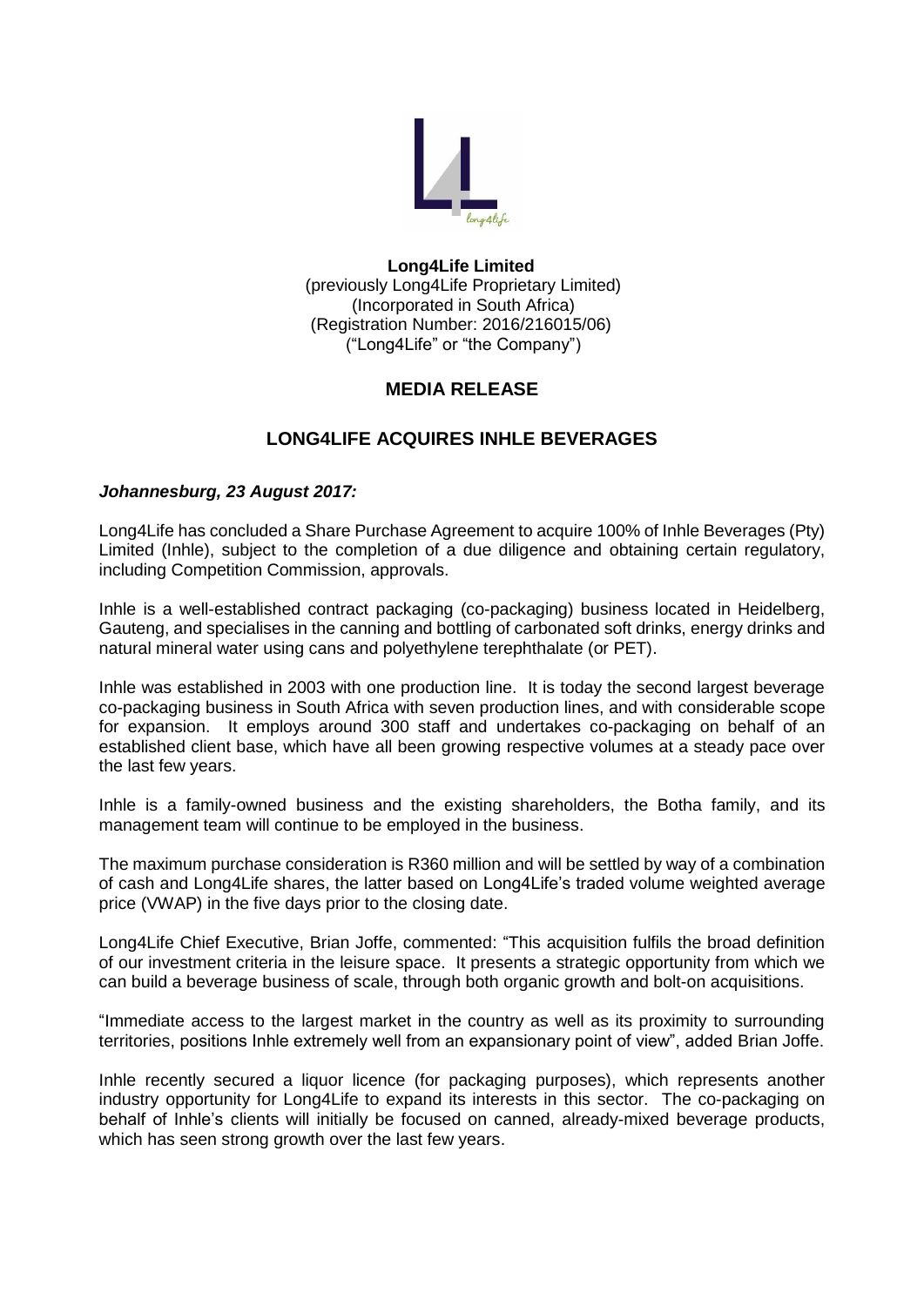**Long4Life Limited**
(previously Long4Life Proprietary Limited)
(Incorporated in South Africa)
(Registration Number: 2016/216015/06)
("Long4Life" or "the Company")

# MEDIA RELEASE

## LONG4LIFE ACQUIRES INHLE BEVERAGES

***Johannesburg, 23 August 2017:***

Long4Life has concluded a Share Purchase Agreement to acquire 100% of Inhle Beverages (Pty) Limited (Inhle), subject to the completion of a due diligence and obtaining certain regulatory, including Competition Commission, approvals.

Inhle is a well-established contract packaging (co-packaging) business located in Heidelberg, Gauteng, and specialises in the canning and bottling of carbonated soft drinks, energy drinks and natural mineral water using cans and polyethylene terephthalate (or PET).

Inhle was established in 2003 with one production line. It is today the second largest beverage co-packaging business in South Africa with seven production lines, and with considerable scope for expansion. It employs around 300 staff and undertakes co-packaging on behalf of an established client base, which have all been growing respective volumes at a steady pace over the last few years.

Inhle is a family-owned business and the existing shareholders, the Botha family, and its management team will continue to be employed in the business.

The maximum purchase consideration is R360 million and will be settled by way of a combination of cash and Long4Life shares, the latter based on Long4Life's traded volume weighted average price (VWAP) in the five days prior to the closing date.

Long4Life Chief Executive, Brian Joffe, commented: "This acquisition fulfils the broad definition of our investment criteria in the leisure space. It presents a strategic opportunity from which we can build a beverage business of scale, through both organic growth and bolt-on acquisitions.

"Immediate access to the largest market in the country as well as its proximity to surrounding territories, positions Inhle extremely well from an expansionary point of view", added Brian Joffe.

Inhle recently secured a liquor licence (for packaging purposes), which represents another industry opportunity for Long4Life to expand its interests in this sector. The co-packaging on behalf of Inhle's clients will initially be focused on canned, already-mixed beverage products, which has seen strong growth over the last few years.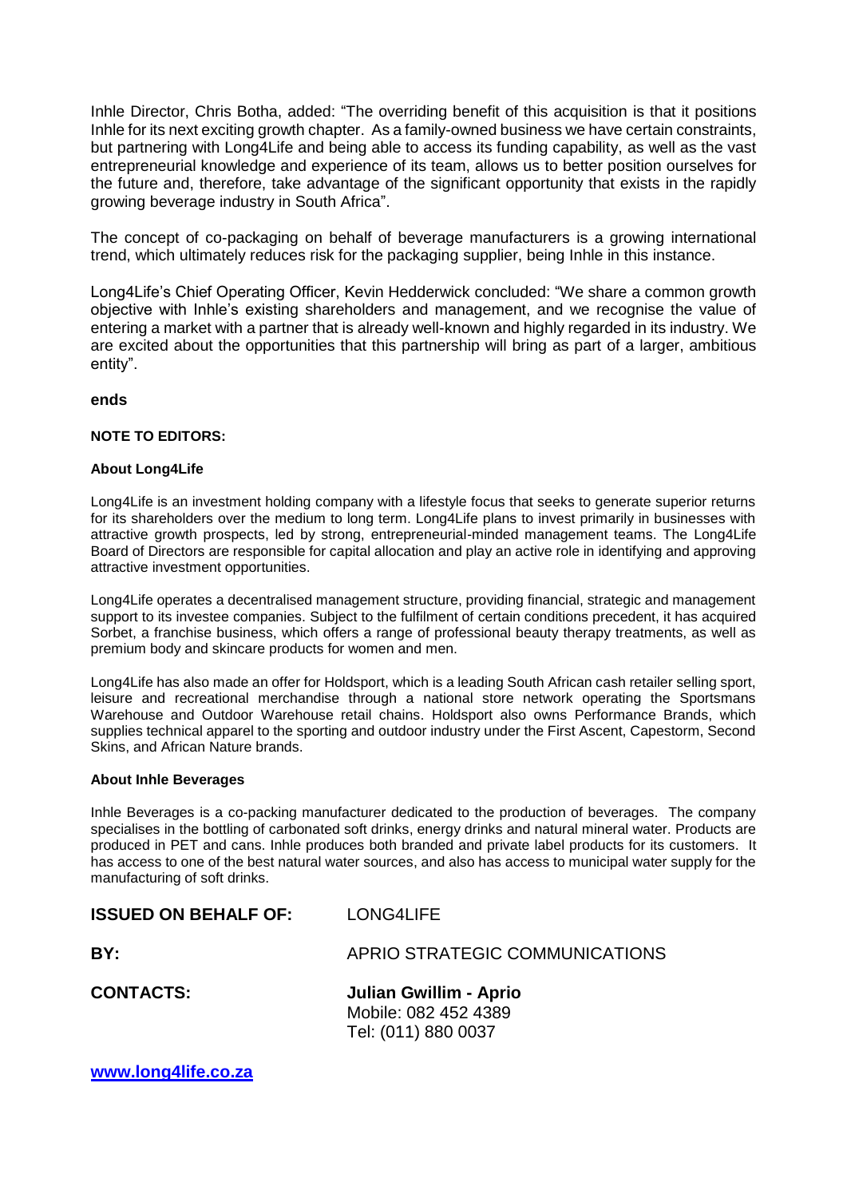Inhle Director, Chris Botha, added: "The overriding benefit of this acquisition is that it positions Inhle for its next exciting growth chapter. As a family-owned business we have certain constraints, but partnering with Long4Life and being able to access its funding capability, as well as the vast entrepreneurial knowledge and experience of its team, allows us to better position ourselves for the future and, therefore, take advantage of the significant opportunity that exists in the rapidly growing beverage industry in South Africa".

The concept of co-packaging on behalf of beverage manufacturers is a growing international trend, which ultimately reduces risk for the packaging supplier, being Inhle in this instance.

Long4Life's Chief Operating Officer, Kevin Hedderwick concluded: "We share a common growth objective with Inhle's existing shareholders and management, and we recognise the value of entering a market with a partner that is already well-known and highly regarded in its industry. We are excited about the opportunities that this partnership will bring as part of a larger, ambitious entity".

**ends**

**NOTE TO EDITORS:**

**About Long4Life**

Long4Life is an investment holding company with a lifestyle focus that seeks to generate superior returns for its shareholders over the medium to long term. Long4Life plans to invest primarily in businesses with attractive growth prospects, led by strong, entrepreneurial-minded management teams. The Long4Life Board of Directors are responsible for capital allocation and play an active role in identifying and approving attractive investment opportunities.

Long4Life operates a decentralised management structure, providing financial, strategic and management support to its investee companies. Subject to the fulfilment of certain conditions precedent, it has acquired Sorbet, a franchise business, which offers a range of professional beauty therapy treatments, as well as premium body and skincare products for women and men.

Long4Life has also made an offer for Holdsport, which is a leading South African cash retailer selling sport, leisure and recreational merchandise through a national store network operating the Sportsmans Warehouse and Outdoor Warehouse retail chains. Holdsport also owns Performance Brands, which supplies technical apparel to the sporting and outdoor industry under the First Ascent, Capestorm, Second Skins, and African Nature brands.

**About Inhle Beverages**

Inhle Beverages is a co-packing manufacturer dedicated to the production of beverages. The company specialises in the bottling of carbonated soft drinks, energy drinks and natural mineral water. Products are produced in PET and cans. Inhle produces both branded and private label products for its customers. It has access to one of the best natural water sources, and also has access to municipal water supply for the manufacturing of soft drinks.

**ISSUED ON BEHALF OF:** LONG4LIFE

**BY:** APRIO STRATEGIC COMMUNICATIONS

**CONTACTS:** **Julian Gwillim - Aprio**
Mobile: 082 452 4389
Tel: (011) 880 0037

**www.long4life.co.za**